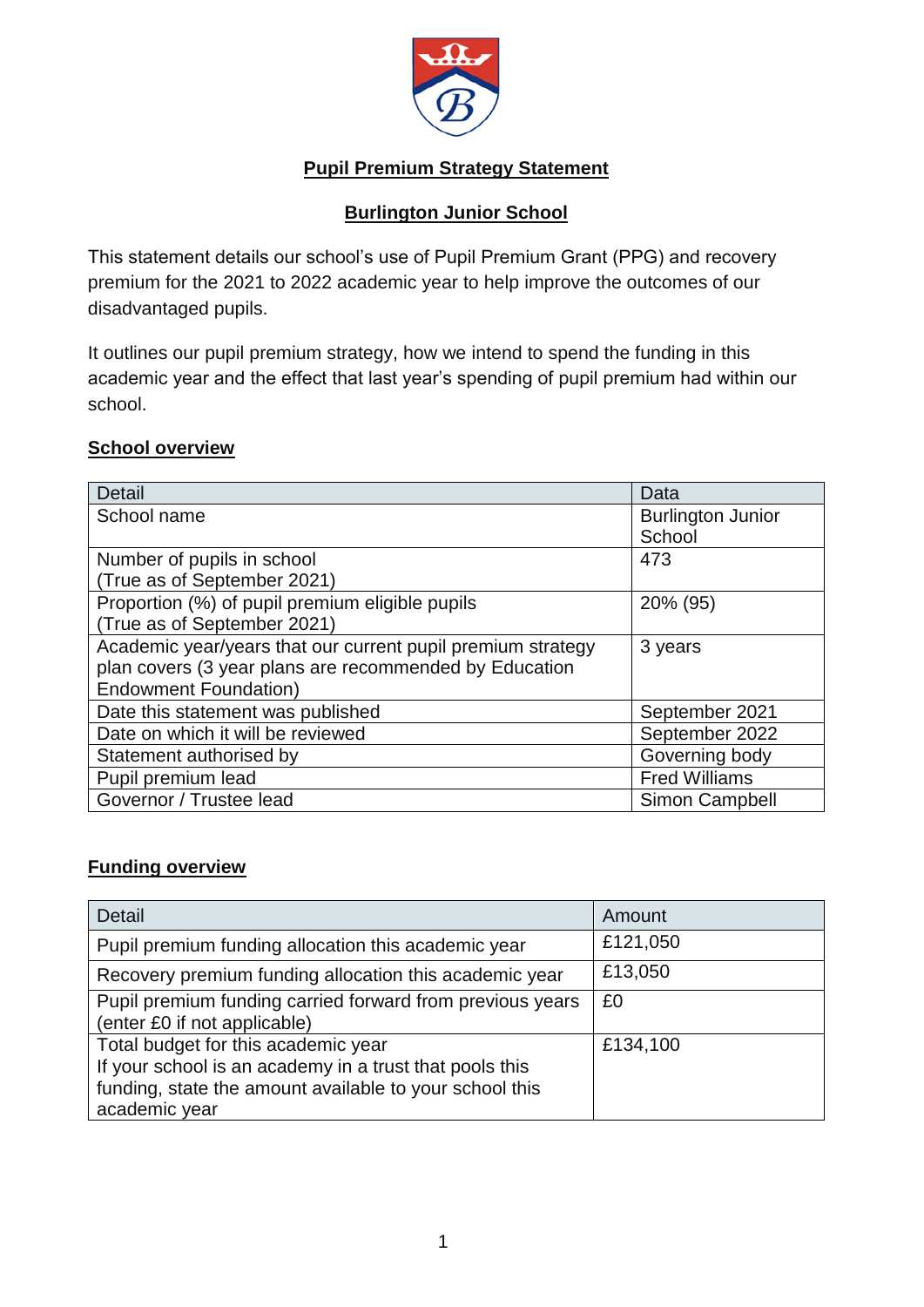# Pupil Premium Strategy Statement

## Burlington Junior School

This statement details our school's use of Pupil Premium Grant (PPG) and recovery premium for the 2021 to 2022 academic year to help improve the outcomes of our disadvantaged pupils.

It outlines our pupil premium strategy, how we intend to spend the funding in this academic year and the effect that last year's spending of pupil premium had within our school.

### School overview

| Detail | Data |
|---|---|
| School name | Burlington Junior School |
| Number of pupils in school (True as of September 2021) | 473 |
| Proportion (%) of pupil premium eligible pupils (True as of September 2021) | 20% (95) |
| Academic year/years that our current pupil premium strategy plan covers (3 year plans are recommended by Education Endowment Foundation) | 3 years |
| Date this statement was published | September 2021 |
| Date on which it will be reviewed | September 2022 |
| Statement authorised by | Governing body |
| Pupil premium lead | Fred Williams |
| Governor / Trustee lead | Simon Campbell |

### Funding overview

| Detail | Amount |
|---|---|
| Pupil premium funding allocation this academic year | £121,050 |
| Recovery premium funding allocation this academic year | £13,050 |
| Pupil premium funding carried forward from previous years (enter £0 if not applicable) | £0 |
| Total budget for this academic year<br>If your school is an academy in a trust that pools this funding, state the amount available to your school this academic year | £134,100 |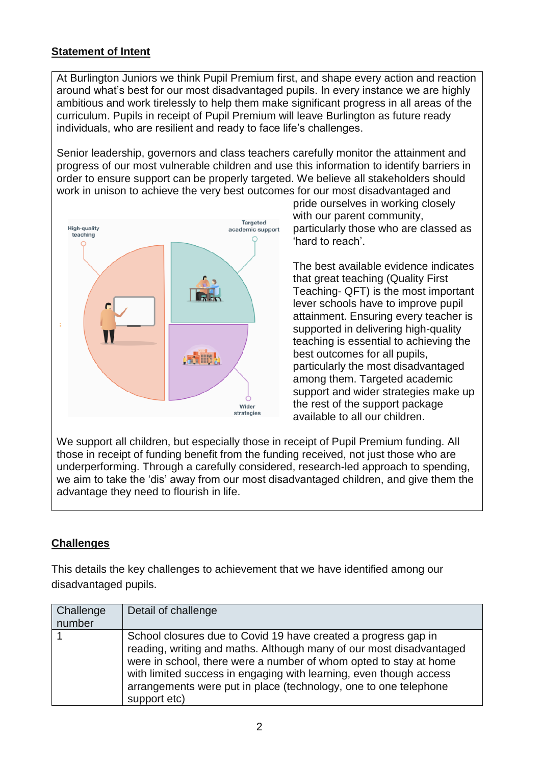## Statement of Intent

At Burlington Juniors we think Pupil Premium first, and shape every action and reaction around what's best for our most disadvantaged pupils. In every instance we are highly ambitious and work tirelessly to help them make significant progress in all areas of the curriculum. Pupils in receipt of Pupil Premium will leave Burlington as future ready individuals, who are resilient and ready to face life's challenges.

Senior leadership, governors and class teachers carefully monitor the attainment and progress of our most vulnerable children and use this information to identify barriers in order to ensure support can be properly targeted. We believe all stakeholders should work in unison to achieve the very best outcomes for our most disadvantaged and pride ourselves in working closely with our parent community, particularly those who are classed as 'hard to reach'.

High-quality teaching

Targeted academic support

Wider strategies

The best available evidence indicates that great teaching (Quality First Teaching- QFT) is the most important lever schools have to improve pupil attainment. Ensuring every teacher is supported in delivering high-quality teaching is essential to achieving the best outcomes for all pupils, particularly the most disadvantaged among them. Targeted academic support and wider strategies make up the rest of the support package available to all our children.

We support all children, but especially those in receipt of Pupil Premium funding. All those in receipt of funding benefit from the funding received, not just those who are underperforming. Through a carefully considered, research-led approach to spending, we aim to take the 'dis' away from our most disadvantaged children, and give them the advantage they need to flourish in life.

## Challenges

This details the key challenges to achievement that we have identified among our disadvantaged pupils.

| Challenge number | Detail of challenge |
| --- | --- |
| 1 | School closures due to Covid 19 have created a progress gap in reading, writing and maths. Although many of our most disadvantaged were in school, there were a number of whom opted to stay at home with limited success in engaging with learning, even though access arrangements were put in place (technology, one to one telephone support etc) |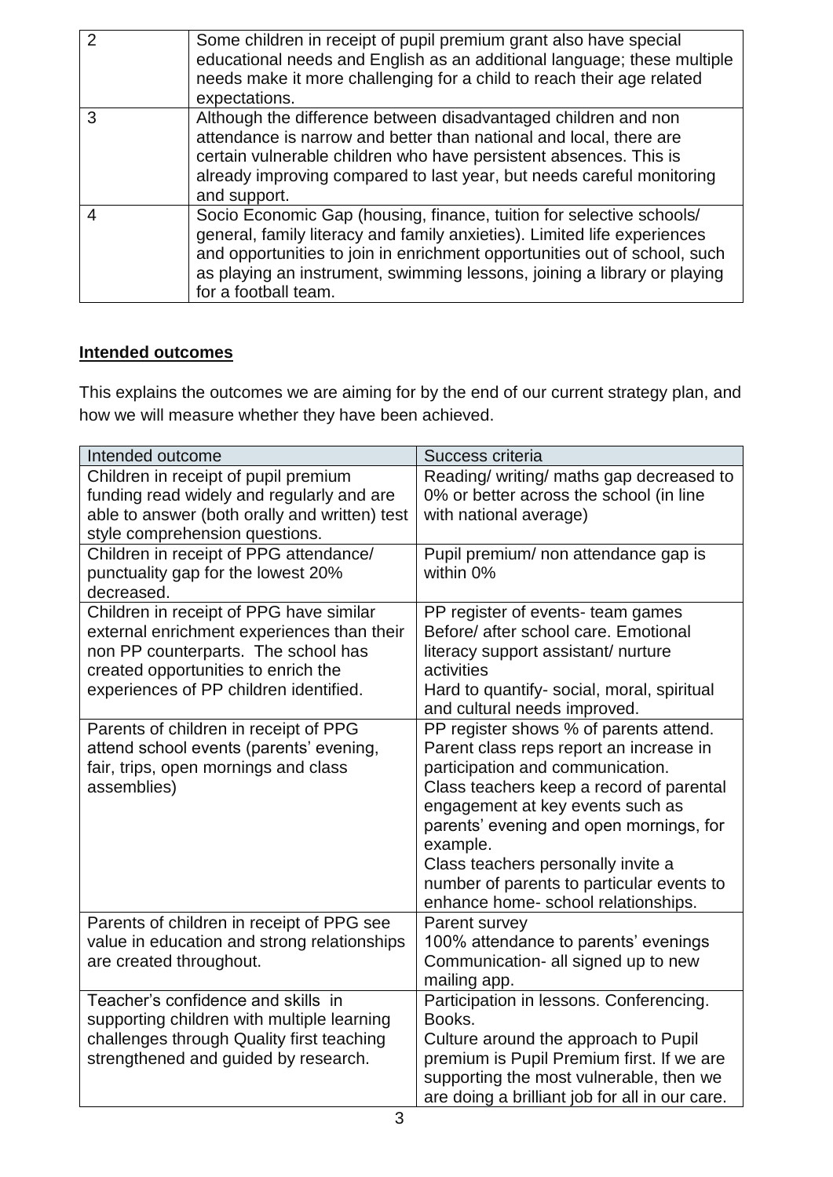| | |
|---|---|
| 2 | Some children in receipt of pupil premium grant also have special educational needs and English as an additional language; these multiple needs make it more challenging for a child to reach their age related expectations. |
| 3 | Although the difference between disadvantaged children and non attendance is narrow and better than national and local, there are certain vulnerable children who have persistent absences. This is already improving compared to last year, but needs careful monitoring and support. |
| 4 | Socio Economic Gap (housing, finance, tuition for selective schools/ general, family literacy and family anxieties). Limited life experiences and opportunities to join in enrichment opportunities out of school, such as playing an instrument, swimming lessons, joining a library or playing for a football team. |

## Intended outcomes

This explains the outcomes we are aiming for by the end of our current strategy plan, and how we will measure whether they have been achieved.

| Intended outcome | Success criteria |
|---|---|
| Children in receipt of pupil premium funding read widely and regularly and are able to answer (both orally and written) test style comprehension questions. | Reading/ writing/ maths gap decreased to 0% or better across the school (in line with national average) |
| Children in receipt of PPG attendance/ punctuality gap for the lowest 20% decreased. | Pupil premium/ non attendance gap is within 0% |
| Children in receipt of PPG have similar external enrichment experiences than their non PP counterparts. The school has created opportunities to enrich the experiences of PP children identified. | PP register of events- team games Before/ after school care. Emotional literacy support assistant/ nurture activities<br>Hard to quantify- social, moral, spiritual and cultural needs improved. |
| Parents of children in receipt of PPG attend school events (parents' evening, fair, trips, open mornings and class assemblies) | PP register shows % of parents attend. Parent class reps report an increase in participation and communication.<br>Class teachers keep a record of parental engagement at key events such as parents' evening and open mornings, for example.<br>Class teachers personally invite a number of parents to particular events to enhance home- school relationships. |
| Parents of children in receipt of PPG see value in education and strong relationships are created throughout. | Parent survey<br>100% attendance to parents' evenings<br>Communication- all signed up to new mailing app. |
| Teacher's confidence and skills in supporting children with multiple learning challenges through Quality first teaching strengthened and guided by research. | Participation in lessons. Conferencing. Books.<br>Culture around the approach to Pupil premium is Pupil Premium first. If we are supporting the most vulnerable, then we are doing a brilliant job for all in our care. |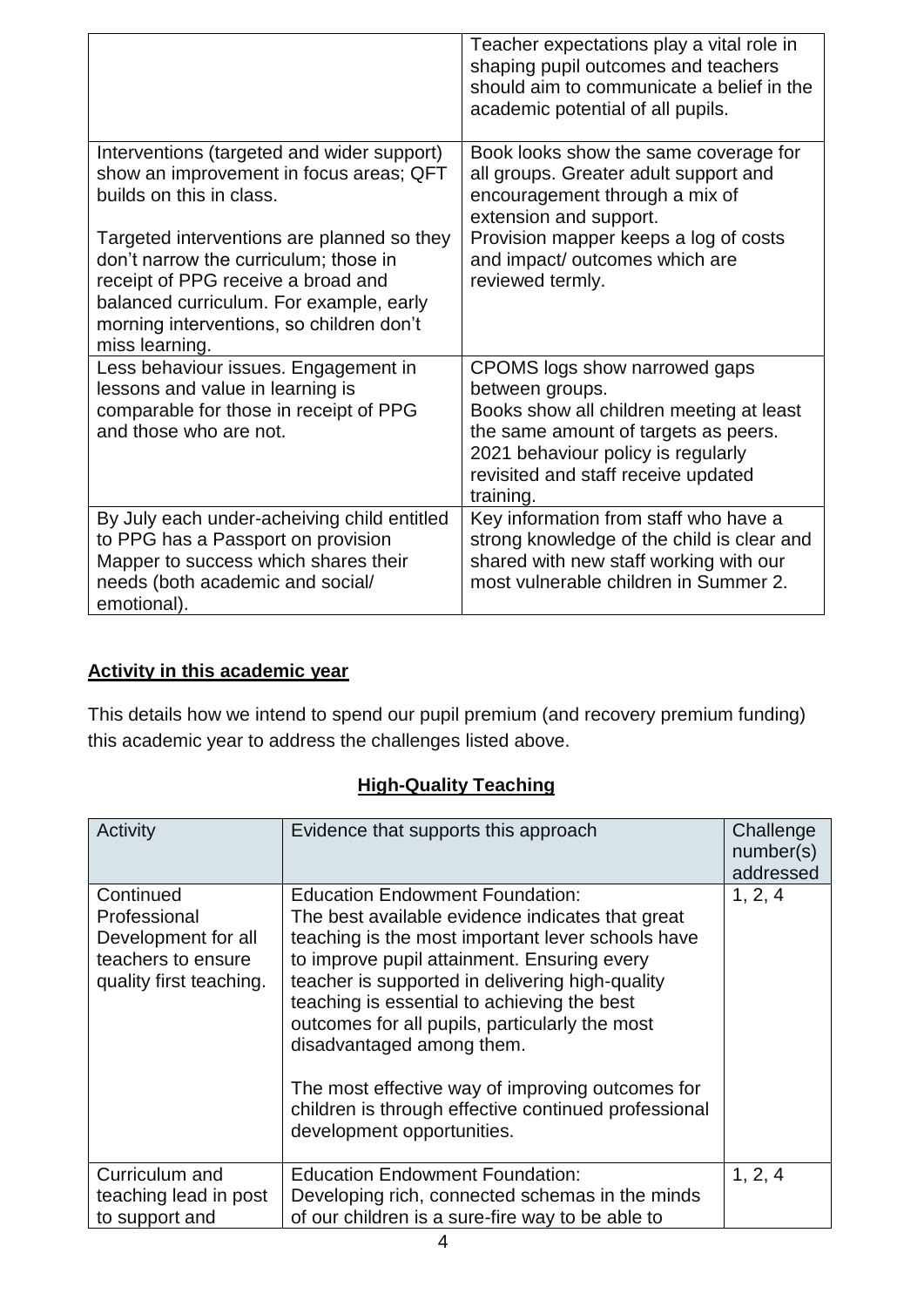| | |
|---|---|
| | Teacher expectations play a vital role in shaping pupil outcomes and teachers should aim to communicate a belief in the academic potential of all pupils. |
| Interventions (targeted and wider support) show an improvement in focus areas; QFT builds on this in class.<br><br>Targeted interventions are planned so they don't narrow the curriculum; those in receipt of PPG receive a broad and balanced curriculum. For example, early morning interventions, so children don't miss learning. | Book looks show the same coverage for all groups. Greater adult support and encouragement through a mix of extension and support.<br>Provision mapper keeps a log of costs and impact/ outcomes which are reviewed termly. |
| Less behaviour issues. Engagement in lessons and value in learning is comparable for those in receipt of PPG and those who are not. | CPOMS logs show narrowed gaps between groups.<br>Books show all children meeting at least the same amount of targets as peers.<br>2021 behaviour policy is regularly revisited and staff receive updated training. |
| By July each under-acheiving child entitled to PPG has a Passport on provision Mapper to success which shares their needs (both academic and social/ emotional). | Key information from staff who have a strong knowledge of the child is clear and shared with new staff working with our most vulnerable children in Summer 2. |

## Activity in this academic year

This details how we intend to spend our pupil premium (and recovery premium funding) this academic year to address the challenges listed above.

### High-Quality Teaching

| Activity | Evidence that supports this approach | Challenge number(s) addressed |
|---|---|---|
| Continued Professional Development for all teachers to ensure quality first teaching. | Education Endowment Foundation:<br>The best available evidence indicates that great teaching is the most important lever schools have to improve pupil attainment. Ensuring every teacher is supported in delivering high-quality teaching is essential to achieving the best outcomes for all pupils, particularly the most disadvantaged among them.<br><br>The most effective way of improving outcomes for children is through effective continued professional development opportunities. | 1, 2, 4 |
| Curriculum and teaching lead in post to support and | Education Endowment Foundation:<br>Developing rich, connected schemas in the minds of our children is a sure-fire way to be able to | 1, 2, 4 |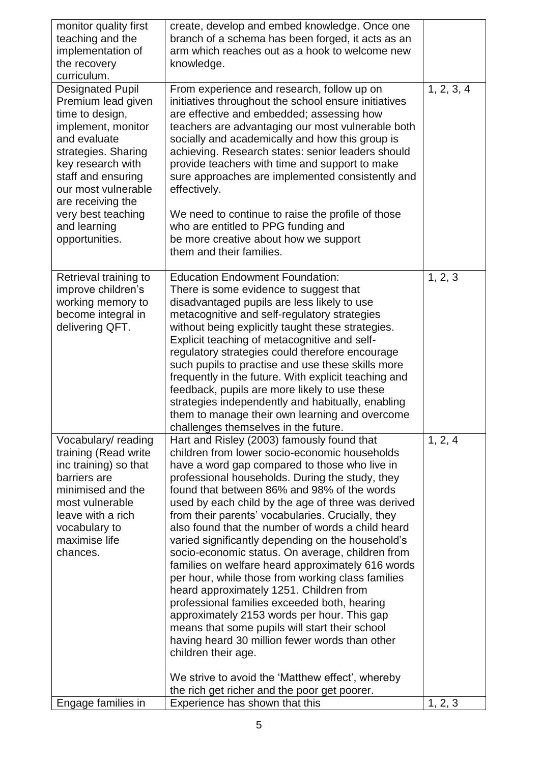| | | |
|---|---|---|
| monitor quality first teaching and the implementation of the recovery curriculum. | create, develop and embed knowledge. Once one branch of a schema has been forged, it acts as an arm which reaches out as a hook to welcome new knowledge. | |
| Designated Pupil Premium lead given time to design, implement, monitor and evaluate strategies. Sharing key research with staff and ensuring our most vulnerable are receiving the very best teaching and learning opportunities. | From experience and research, follow up on initiatives throughout the school ensure initiatives are effective and embedded; assessing how teachers are advantaging our most vulnerable both socially and academically and how this group is achieving. Research states: senior leaders should provide teachers with time and support to make sure approaches are implemented consistently and effectively.<br><br>We need to continue to raise the profile of those who are entitled to PPG funding and be more creative about how we support them and their families. | 1, 2, 3, 4 |
| Retrieval training to improve children's working memory to become integral in delivering QFT. | Education Endowment Foundation:<br>There is some evidence to suggest that disadvantaged pupils are less likely to use metacognitive and self-regulatory strategies without being explicitly taught these strategies. Explicit teaching of metacognitive and self-regulatory strategies could therefore encourage such pupils to practise and use these skills more frequently in the future. With explicit teaching and feedback, pupils are more likely to use these strategies independently and habitually, enabling them to manage their own learning and overcome challenges themselves in the future. | 1, 2, 3 |
| Vocabulary/ reading training (Read write inc training) so that barriers are minimised and the most vulnerable leave with a rich vocabulary to maximise life chances. | Hart and Risley (2003) famously found that children from lower socio-economic households have a word gap compared to those who live in professional households. During the study, they found that between 86% and 98% of the words used by each child by the age of three was derived from their parents' vocabularies. Crucially, they also found that the number of words a child heard varied significantly depending on the household's socio-economic status. On average, children from families on welfare heard approximately 616 words per hour, while those from working class families heard approximately 1251. Children from professional families exceeded both, hearing approximately 2153 words per hour. This gap means that some pupils will start their school having heard 30 million fewer words than other children their age.<br><br>We strive to avoid the 'Matthew effect', whereby the rich get richer and the poor get poorer. | 1, 2, 4 |
| Engage families in | Experience has shown that this | 1, 2, 3 |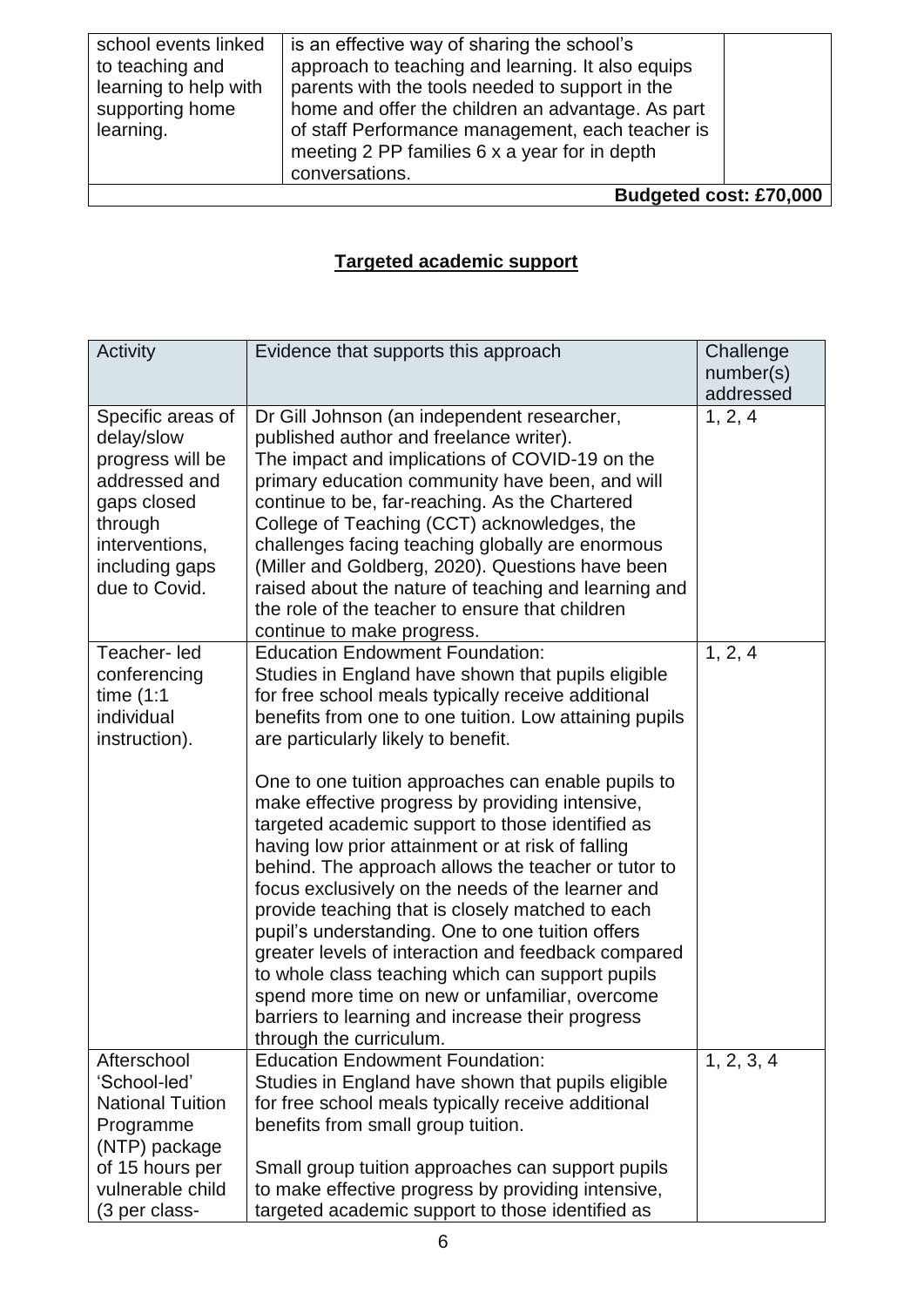| | | |
|---|---|---|
| school events linked to teaching and learning to help with supporting home learning. | is an effective way of sharing the school's approach to teaching and learning. It also equips parents with the tools needed to support in the home and offer the children an advantage. As part of staff Performance management, each teacher is meeting 2 PP families 6 x a year for in depth conversations. | |

**Budgeted cost: £70,000**

## Targeted academic support

| Activity | Evidence that supports this approach | Challenge number(s) addressed |
|---|---|---|
| Specific areas of delay/slow progress will be addressed and gaps closed through interventions, including gaps due to Covid. | Dr Gill Johnson (an independent researcher, published author and freelance writer).<br>The impact and implications of COVID-19 on the primary education community have been, and will continue to be, far-reaching. As the Chartered College of Teaching (CCT) acknowledges, the challenges facing teaching globally are enormous (Miller and Goldberg, 2020). Questions have been raised about the nature of teaching and learning and the role of the teacher to ensure that children continue to make progress. | 1, 2, 4 |
| Teacher- led conferencing time (1:1 individual instruction). | Education Endowment Foundation:<br>Studies in England have shown that pupils eligible for free school meals typically receive additional benefits from one to one tuition. Low attaining pupils are particularly likely to benefit.<br><br>One to one tuition approaches can enable pupils to make effective progress by providing intensive, targeted academic support to those identified as having low prior attainment or at risk of falling behind. The approach allows the teacher or tutor to focus exclusively on the needs of the learner and provide teaching that is closely matched to each pupil's understanding. One to one tuition offers greater levels of interaction and feedback compared to whole class teaching which can support pupils spend more time on new or unfamiliar, overcome barriers to learning and increase their progress through the curriculum. | 1, 2, 4 |
| Afterschool 'School-led' National Tuition Programme (NTP) package of 15 hours per vulnerable child (3 per class- | Education Endowment Foundation:<br>Studies in England have shown that pupils eligible for free school meals typically receive additional benefits from small group tuition.<br><br>Small group tuition approaches can support pupils to make effective progress by providing intensive, targeted academic support to those identified as | 1, 2, 3, 4 |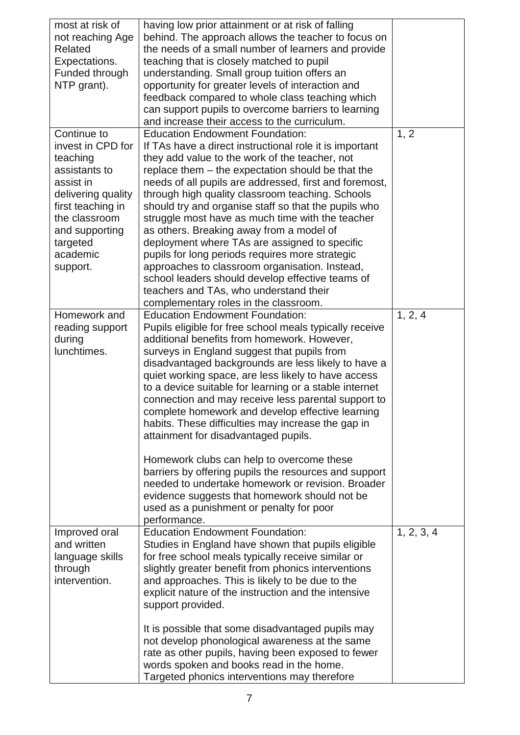| | | |
|---|---|---|
| most at risk of not reaching Age Related Expectations. Funded through NTP grant). | having low prior attainment or at risk of falling behind. The approach allows the teacher to focus on the needs of a small number of learners and provide teaching that is closely matched to pupil understanding. Small group tuition offers an opportunity for greater levels of interaction and feedback compared to whole class teaching which can support pupils to overcome barriers to learning and increase their access to the curriculum. | |
| Continue to invest in CPD for teaching assistants to assist in delivering quality first teaching in the classroom and supporting targeted academic support. | Education Endowment Foundation:<br>If TAs have a direct instructional role it is important they add value to the work of the teacher, not replace them – the expectation should be that the needs of all pupils are addressed, first and foremost, through high quality classroom teaching. Schools should try and organise staff so that the pupils who struggle most have as much time with the teacher as others. Breaking away from a model of deployment where TAs are assigned to specific pupils for long periods requires more strategic approaches to classroom organisation. Instead, school leaders should develop effective teams of teachers and TAs, who understand their complementary roles in the classroom. | 1, 2 |
| Homework and reading support during lunchtimes. | Education Endowment Foundation:<br>Pupils eligible for free school meals typically receive additional benefits from homework. However, surveys in England suggest that pupils from disadvantaged backgrounds are less likely to have a quiet working space, are less likely to have access to a device suitable for learning or a stable internet connection and may receive less parental support to complete homework and develop effective learning habits. These difficulties may increase the gap in attainment for disadvantaged pupils.<br><br>Homework clubs can help to overcome these barriers by offering pupils the resources and support needed to undertake homework or revision. Broader evidence suggests that homework should not be used as a punishment or penalty for poor performance. | 1, 2, 4 |
| Improved oral and written language skills through intervention. | Education Endowment Foundation:<br>Studies in England have shown that pupils eligible for free school meals typically receive similar or slightly greater benefit from phonics interventions and approaches. This is likely to be due to the explicit nature of the instruction and the intensive support provided.<br><br>It is possible that some disadvantaged pupils may not develop phonological awareness at the same rate as other pupils, having been exposed to fewer words spoken and books read in the home. Targeted phonics interventions may therefore | 1, 2, 3, 4 |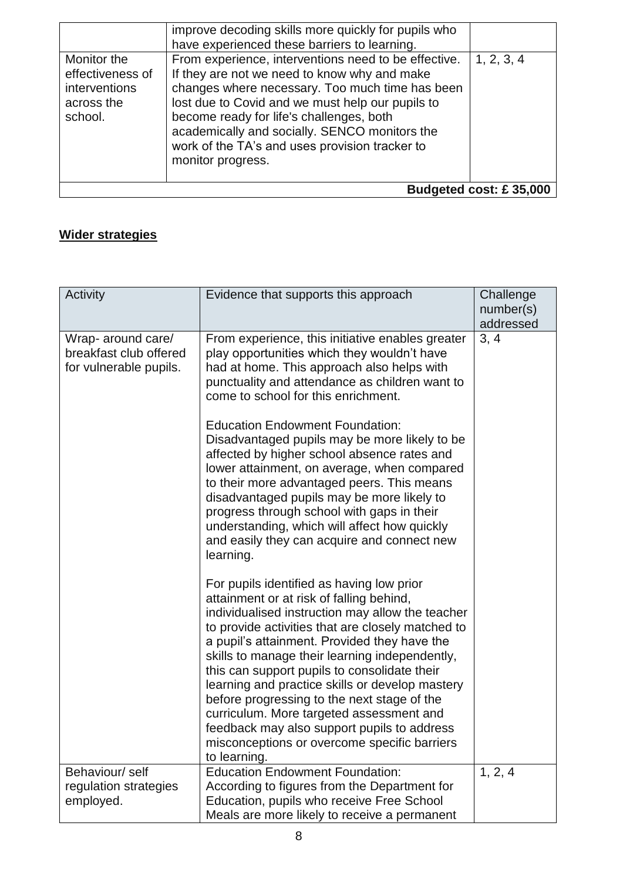| | improve decoding skills more quickly for pupils who have experienced these barriers to learning. | |
|---|---|---|
| Monitor the effectiveness of interventions across the school. | From experience, interventions need to be effective. If they are not we need to know why and make changes where necessary. Too much time has been lost due to Covid and we must help our pupils to become ready for life's challenges, both academically and socially. SENCO monitors the work of the TA's and uses provision tracker to monitor progress. | 1, 2, 3, 4 |
| | | **Budgeted cost: £ 35,000** |

## Wider strategies

| Activity | Evidence that supports this approach | Challenge number(s) addressed |
|---|---|---|
| Wrap- around care/ breakfast club offered for vulnerable pupils. | From experience, this initiative enables greater play opportunities which they wouldn't have had at home. This approach also helps with punctuality and attendance as children want to come to school for this enrichment.<br><br>Education Endowment Foundation:<br>Disadvantaged pupils may be more likely to be affected by higher school absence rates and lower attainment, on average, when compared to their more advantaged peers. This means disadvantaged pupils may be more likely to progress through school with gaps in their understanding, which will affect how quickly and easily they can acquire and connect new learning.<br><br>For pupils identified as having low prior attainment or at risk of falling behind, individualised instruction may allow the teacher to provide activities that are closely matched to a pupil's attainment. Provided they have the skills to manage their learning independently, this can support pupils to consolidate their learning and practice skills or develop mastery before progressing to the next stage of the curriculum. More targeted assessment and feedback may also support pupils to address misconceptions or overcome specific barriers to learning. | 3, 4 |
| Behaviour/ self regulation strategies employed. | Education Endowment Foundation:<br>According to figures from the Department for Education, pupils who receive Free School Meals are more likely to receive a permanent | 1, 2, 4 |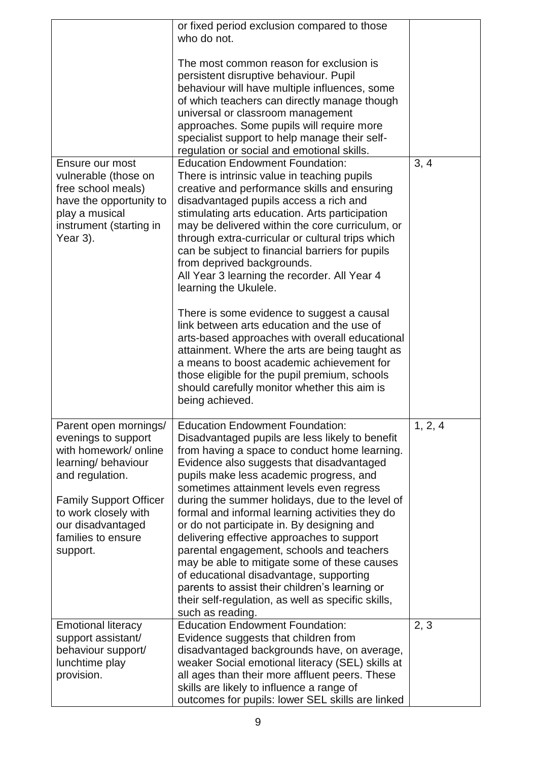| | | |
|---|---|---|
| | or fixed period exclusion compared to those who do not.<br><br>The most common reason for exclusion is persistent disruptive behaviour. Pupil behaviour will have multiple influences, some of which teachers can directly manage though universal or classroom management approaches. Some pupils will require more specialist support to help manage their self-regulation or social and emotional skills. | |
| Ensure our most vulnerable (those on free school meals) have the opportunity to play a musical instrument (starting in Year 3). | Education Endowment Foundation:<br>There is intrinsic value in teaching pupils creative and performance skills and ensuring disadvantaged pupils access a rich and stimulating arts education. Arts participation may be delivered within the core curriculum, or through extra-curricular or cultural trips which can be subject to financial barriers for pupils from deprived backgrounds.<br>All Year 3 learning the recorder. All Year 4 learning the Ukulele.<br><br>There is some evidence to suggest a causal link between arts education and the use of arts-based approaches with overall educational attainment. Where the arts are being taught as a means to boost academic achievement for those eligible for the pupil premium, schools should carefully monitor whether this aim is being achieved. | 3, 4 |
| Parent open mornings/ evenings to support with homework/ online learning/ behaviour and regulation.<br><br>Family Support Officer to work closely with our disadvantaged families to ensure support. | Education Endowment Foundation:<br>Disadvantaged pupils are less likely to benefit from having a space to conduct home learning. Evidence also suggests that disadvantaged pupils make less academic progress, and sometimes attainment levels even regress during the summer holidays, due to the level of formal and informal learning activities they do or do not participate in. By designing and delivering effective approaches to support parental engagement, schools and teachers may be able to mitigate some of these causes of educational disadvantage, supporting parents to assist their children's learning or their self-regulation, as well as specific skills, such as reading. | 1, 2, 4 |
| Emotional literacy support assistant/ behaviour support/ lunchtime play provision. | Education Endowment Foundation:<br>Evidence suggests that children from disadvantaged backgrounds have, on average, weaker Social emotional literacy (SEL) skills at all ages than their more affluent peers. These skills are likely to influence a range of outcomes for pupils: lower SEL skills are linked | 2, 3 |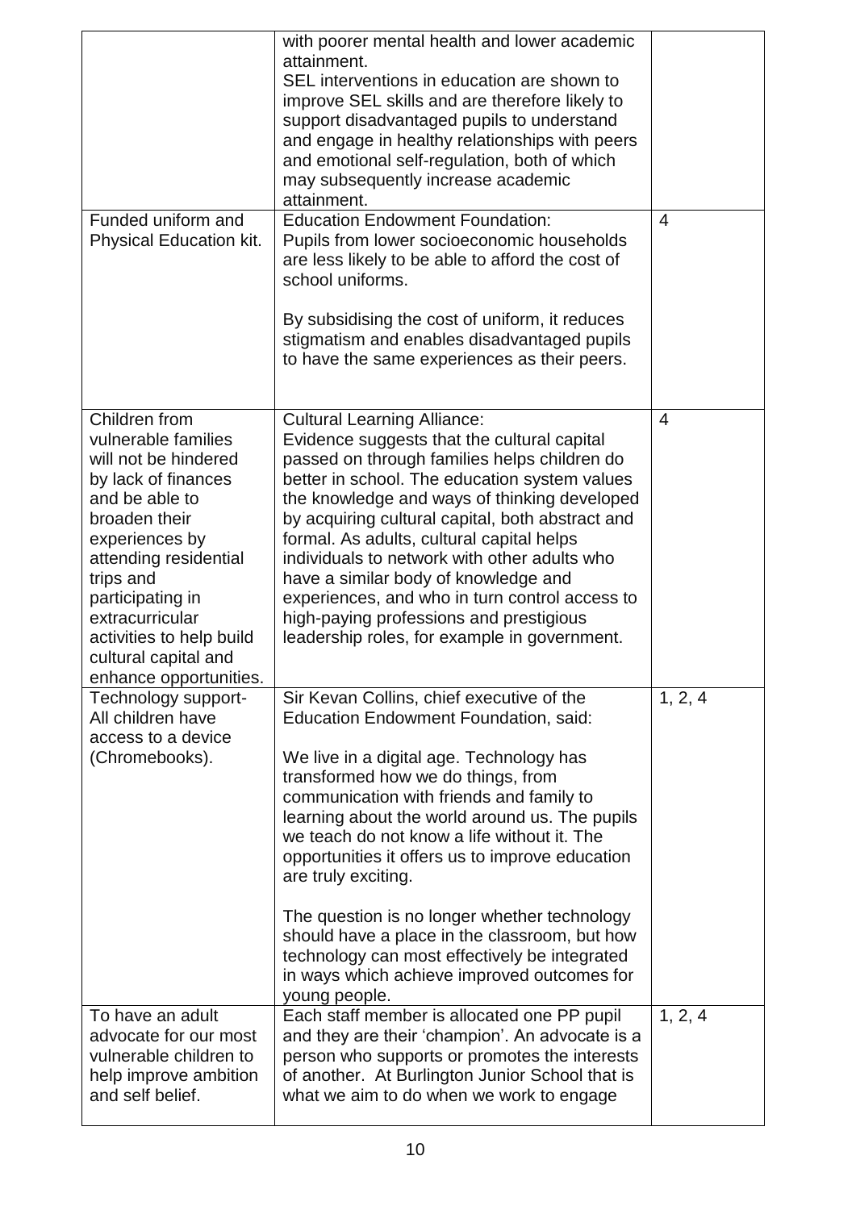| | | |
|---|---|---|
| | with poorer mental health and lower academic attainment.<br>SEL interventions in education are shown to improve SEL skills and are therefore likely to support disadvantaged pupils to understand and engage in healthy relationships with peers and emotional self-regulation, both of which may subsequently increase academic attainment. | |
| Funded uniform and Physical Education kit. | Education Endowment Foundation:<br>Pupils from lower socioeconomic households are less likely to be able to afford the cost of school uniforms.<br><br>By subsidising the cost of uniform, it reduces stigmatism and enables disadvantaged pupils to have the same experiences as their peers. | 4 |
| Children from vulnerable families will not be hindered by lack of finances and be able to broaden their experiences by attending residential trips and participating in extracurricular activities to help build cultural capital and enhance opportunities. | Cultural Learning Alliance:<br>Evidence suggests that the cultural capital passed on through families helps children do better in school. The education system values the knowledge and ways of thinking developed by acquiring cultural capital, both abstract and formal. As adults, cultural capital helps individuals to network with other adults who have a similar body of knowledge and experiences, and who in turn control access to high-paying professions and prestigious leadership roles, for example in government. | 4 |
| Technology support- All children have access to a device (Chromebooks). | Sir Kevan Collins, chief executive of the Education Endowment Foundation, said:<br><br>We live in a digital age. Technology has transformed how we do things, from communication with friends and family to learning about the world around us. The pupils we teach do not know a life without it. The opportunities it offers us to improve education are truly exciting.<br><br>The question is no longer whether technology should have a place in the classroom, but how technology can most effectively be integrated in ways which achieve improved outcomes for young people. | 1, 2, 4 |
| To have an adult advocate for our most vulnerable children to help improve ambition and self belief. | Each staff member is allocated one PP pupil and they are their 'champion'. An advocate is a person who supports or promotes the interests of another. At Burlington Junior School that is what we aim to do when we work to engage | 1, 2, 4 |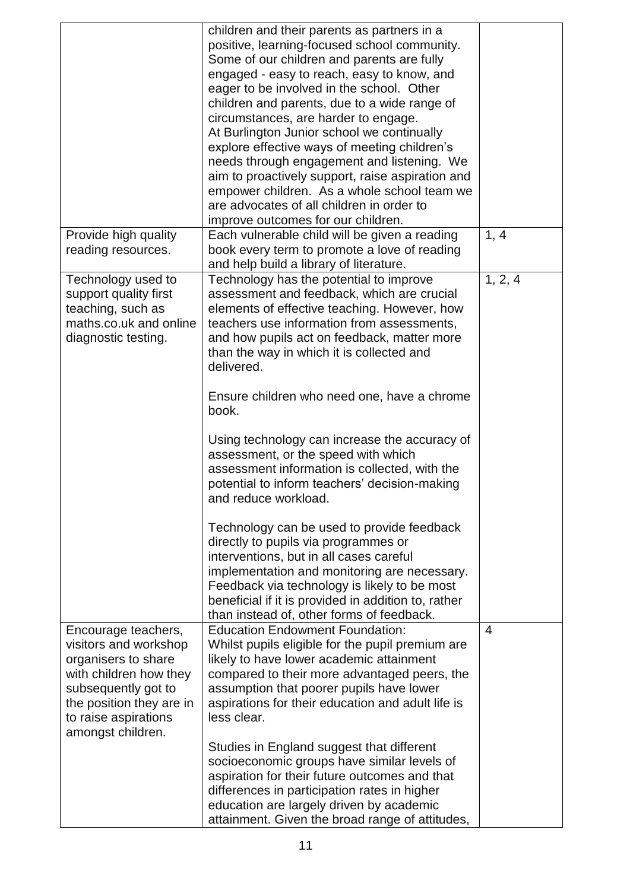| | | |
|---|---|---|
| | children and their parents as partners in a positive, learning-focused school community. Some of our children and parents are fully engaged - easy to reach, easy to know, and eager to be involved in the school. Other children and parents, due to a wide range of circumstances, are harder to engage.<br>At Burlington Junior school we continually explore effective ways of meeting children's needs through engagement and listening. We aim to proactively support, raise aspiration and empower children. As a whole school team we are advocates of all children in order to improve outcomes for our children. | |
| Provide high quality reading resources. | Each vulnerable child will be given a reading book every term to promote a love of reading and help build a library of literature. | 1, 4 |
| Technology used to support quality first teaching, such as maths.co.uk and online diagnostic testing. | Technology has the potential to improve assessment and feedback, which are crucial elements of effective teaching. However, how teachers use information from assessments, and how pupils act on feedback, matter more than the way in which it is collected and delivered.<br><br>Ensure children who need one, have a chrome book.<br><br>Using technology can increase the accuracy of assessment, or the speed with which assessment information is collected, with the potential to inform teachers' decision-making and reduce workload.<br><br>Technology can be used to provide feedback directly to pupils via programmes or interventions, but in all cases careful implementation and monitoring are necessary. Feedback via technology is likely to be most beneficial if it is provided in addition to, rather than instead of, other forms of feedback. | 1, 2, 4 |
| Encourage teachers, visitors and workshop organisers to share with children how they subsequently got to the position they are in to raise aspirations amongst children. | Education Endowment Foundation:<br>Whilst pupils eligible for the pupil premium are likely to have lower academic attainment compared to their more advantaged peers, the assumption that poorer pupils have lower aspirations for their education and adult life is less clear.<br><br>Studies in England suggest that different socioeconomic groups have similar levels of aspiration for their future outcomes and that differences in participation rates in higher education are largely driven by academic attainment. Given the broad range of attitudes, | 4 |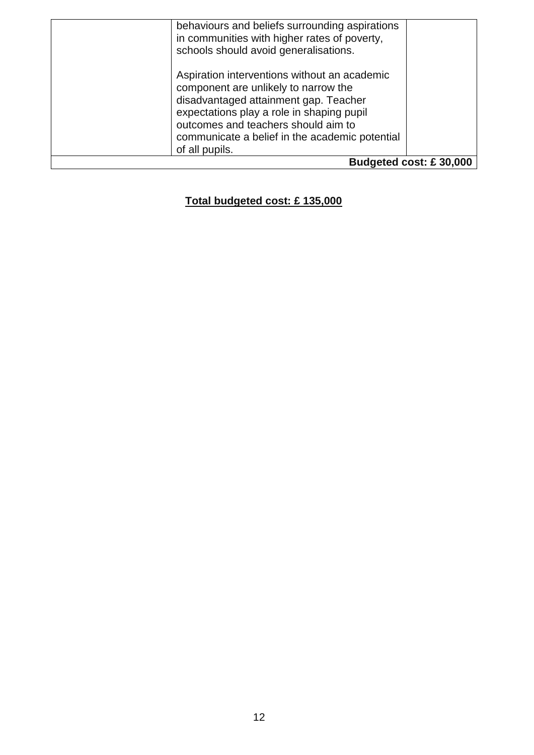| | | |
|---|---|---|
| | behaviours and beliefs surrounding aspirations in communities with higher rates of poverty, schools should avoid generalisations.<br><br>Aspiration interventions without an academic component are unlikely to narrow the disadvantaged attainment gap. Teacher expectations play a role in shaping pupil outcomes and teachers should aim to communicate a belief in the academic potential of all pupils. | |
| | | **Budgeted cost: £ 30,000** |

**Total budgeted cost: £ 135,000**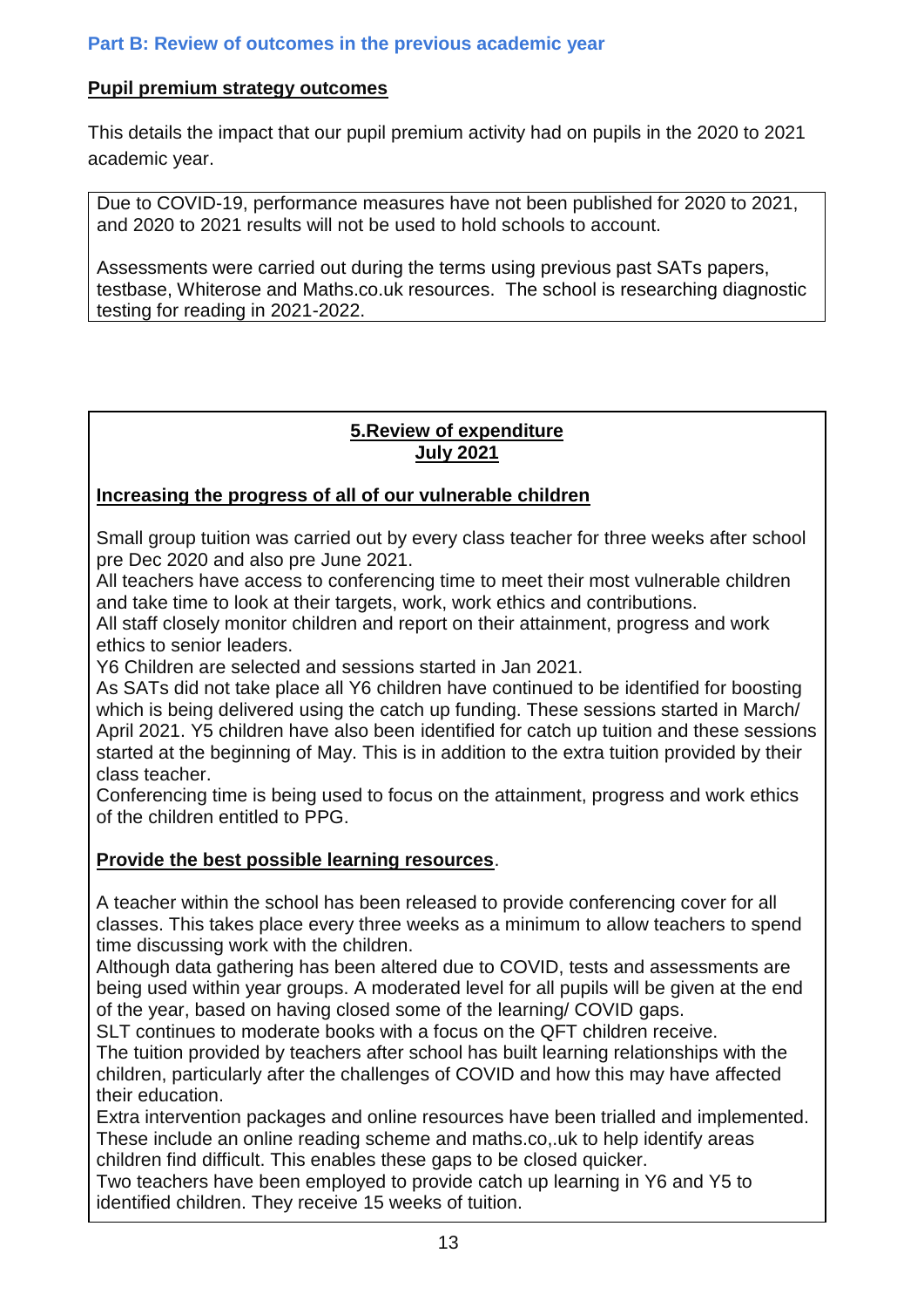### Part B: Review of outcomes in the previous academic year

**Pupil premium strategy outcomes**

This details the impact that our pupil premium activity had on pupils in the 2020 to 2021 academic year.

Due to COVID-19, performance measures have not been published for 2020 to 2021, and 2020 to 2021 results will not be used to hold schools to account.

Assessments were carried out during the terms using previous past SATs papers, testbase, Whiterose and Maths.co.uk resources. The school is researching diagnostic testing for reading in 2021-2022.

**5.Review of expenditure**
**July 2021**

**Increasing the progress of all of our vulnerable children**

Small group tuition was carried out by every class teacher for three weeks after school pre Dec 2020 and also pre June 2021.
All teachers have access to conferencing time to meet their most vulnerable children and take time to look at their targets, work, work ethics and contributions.
All staff closely monitor children and report on their attainment, progress and work ethics to senior leaders.
Y6 Children are selected and sessions started in Jan 2021.
As SATs did not take place all Y6 children have continued to be identified for boosting which is being delivered using the catch up funding. These sessions started in March/ April 2021. Y5 children have also been identified for catch up tuition and these sessions started at the beginning of May. This is in addition to the extra tuition provided by their class teacher.
Conferencing time is being used to focus on the attainment, progress and work ethics of the children entitled to PPG.

**Provide the best possible learning resources**.

A teacher within the school has been released to provide conferencing cover for all classes. This takes place every three weeks as a minimum to allow teachers to spend time discussing work with the children.
Although data gathering has been altered due to COVID, tests and assessments are being used within year groups. A moderated level for all pupils will be given at the end of the year, based on having closed some of the learning/ COVID gaps.
SLT continues to moderate books with a focus on the QFT children receive.
The tuition provided by teachers after school has built learning relationships with the children, particularly after the challenges of COVID and how this may have affected their education.
Extra intervention packages and online resources have been trialled and implemented. These include an online reading scheme and maths.co,.uk to help identify areas children find difficult. This enables these gaps to be closed quicker.
Two teachers have been employed to provide catch up learning in Y6 and Y5 to identified children. They receive 15 weeks of tuition.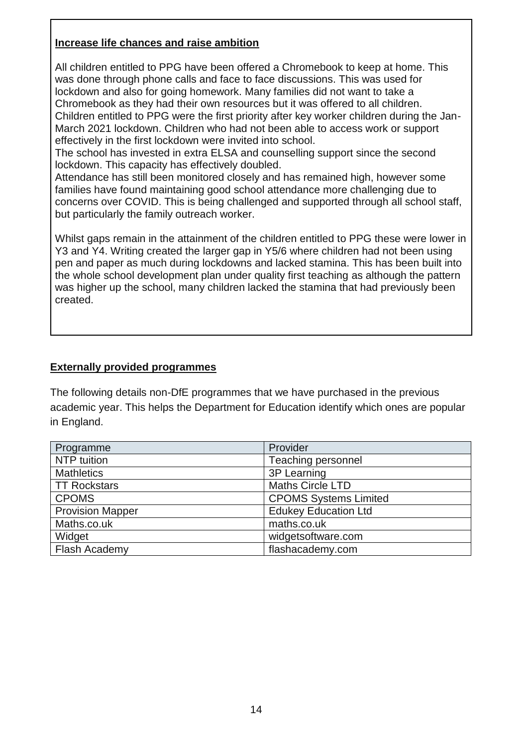**Increase life chances and raise ambition**

All children entitled to PPG have been offered a Chromebook to keep at home. This was done through phone calls and face to face discussions. This was used for lockdown and also for going homework. Many families did not want to take a Chromebook as they had their own resources but it was offered to all children. Children entitled to PPG were the first priority after key worker children during the Jan-March 2021 lockdown. Children who had not been able to access work or support effectively in the first lockdown were invited into school.
The school has invested in extra ELSA and counselling support since the second lockdown. This capacity has effectively doubled.
Attendance has still been monitored closely and has remained high, however some families have found maintaining good school attendance more challenging due to concerns over COVID. This is being challenged and supported through all school staff, but particularly the family outreach worker.

Whilst gaps remain in the attainment of the children entitled to PPG these were lower in Y3 and Y4. Writing created the larger gap in Y5/6 where children had not been using pen and paper as much during lockdowns and lacked stamina. This has been built into the whole school development plan under quality first teaching as although the pattern was higher up the school, many children lacked the stamina that had previously been created.

**Externally provided programmes**

The following details non-DfE programmes that we have purchased in the previous academic year. This helps the Department for Education identify which ones are popular in England.

| Programme | Provider |
| --- | --- |
| NTP tuition | Teaching personnel |
| Mathletics | 3P Learning |
| TT Rockstars | Maths Circle LTD |
| CPOMS | CPOMS Systems Limited |
| Provision Mapper | Edukey Education Ltd |
| Maths.co.uk | maths.co.uk |
| Widget | widgetsoftware.com |
| Flash Academy | flashacademy.com |